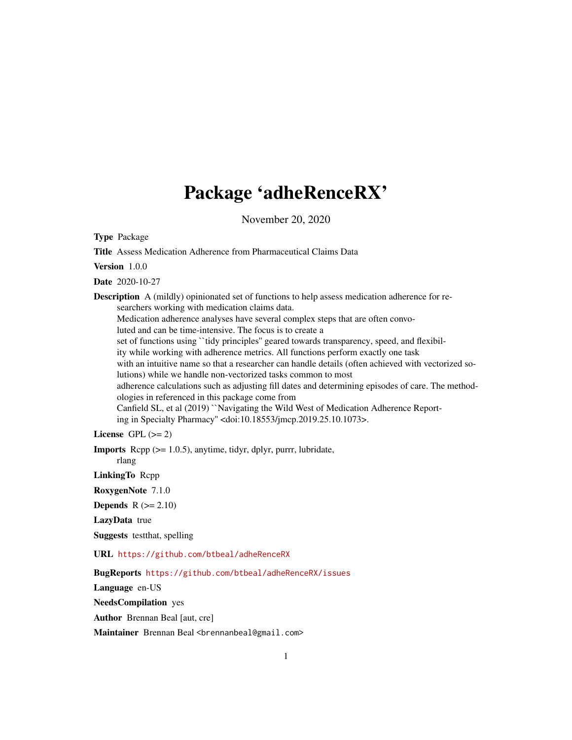# Package 'adheRenceRX'

November 20, 2020

**Type** Package

**Title** Assess Medication Adherence from Pharmaceutical Claims Data

**Version** 1.0.0

**Date** 2020-10-27

**Description** A (mildly) opinionated set of functions to help assess medication adherence for researchers working with medication claims data.
Medication adherence analyses have several complex steps that are often convoluted and can be time-intensive. The focus is to create a
set of functions using ``tidy principles'' geared towards transparency, speed, and flexibility while working with adherence metrics. All functions perform exactly one task
with an intuitive name so that a researcher can handle details (often achieved with vectorized solutions) while we handle non-vectorized tasks common to most
adherence calculations such as adjusting fill dates and determining episodes of care. The methodologies in referenced in this package come from
Canfield SL, et al (2019) ``Navigating the Wild West of Medication Adherence Reporting in Specialty Pharmacy'' <doi:10.18553/jmcp.2019.25.10.1073>.

**License** GPL (>= 2)

**Imports** Rcpp (>= 1.0.5), anytime, tidyr, dplyr, purrr, lubridate,
rlang

**LinkingTo** Rcpp

**RoxygenNote** 7.1.0

**Depends** R (>= 2.10)

**LazyData** true

**Suggests** testthat, spelling

**URL** https://github.com/btbeal/adheRenceRX

**BugReports** https://github.com/btbeal/adheRenceRX/issues

**Language** en-US

**NeedsCompilation** yes

**Author** Brennan Beal [aut, cre]

**Maintainer** Brennan Beal <brennanbeal@gmail.com>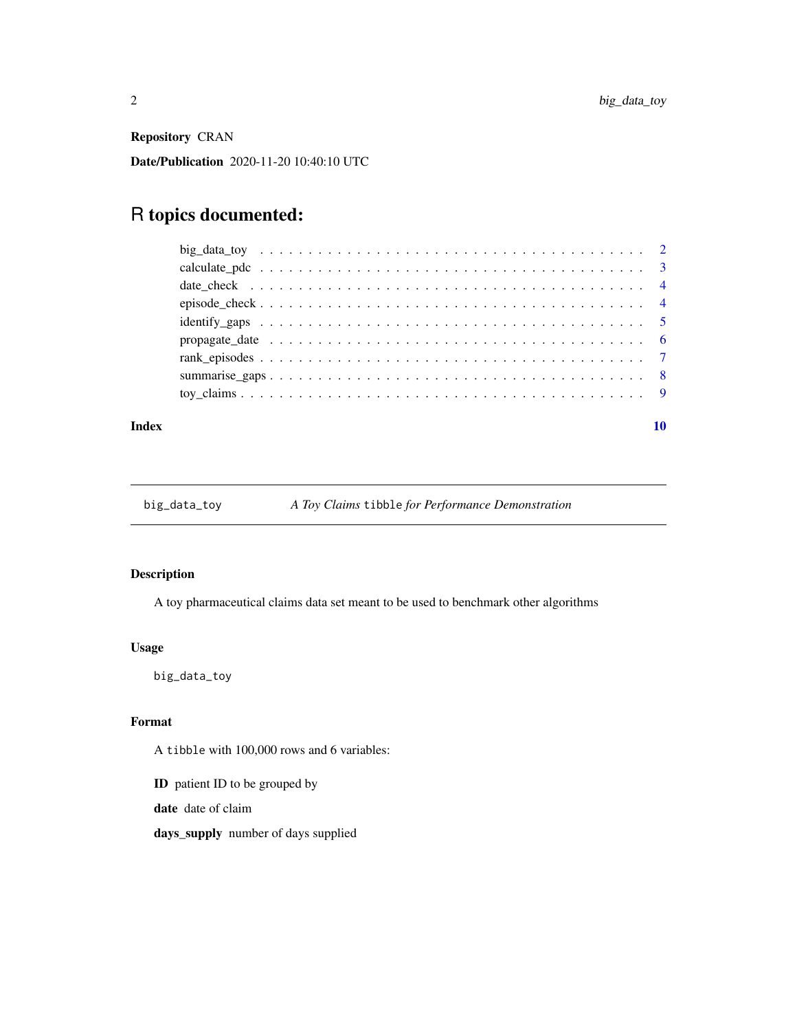**Repository** CRAN

**Date/Publication** 2020-11-20 10:40:10 UTC

# R topics documented:

- big_data_toy . . . . . . . . . . . . . . . . . . . . . . . . . . . . . . . . . . . . . . 2
- calculate_pdc . . . . . . . . . . . . . . . . . . . . . . . . . . . . . . . . . . . . . . 3
- date_check . . . . . . . . . . . . . . . . . . . . . . . . . . . . . . . . . . . . . . 4
- episode_check . . . . . . . . . . . . . . . . . . . . . . . . . . . . . . . . . . . . . . 4
- identify_gaps . . . . . . . . . . . . . . . . . . . . . . . . . . . . . . . . . . . . . . 5
- propagate_date . . . . . . . . . . . . . . . . . . . . . . . . . . . . . . . . . . . . . . 6
- rank_episodes . . . . . . . . . . . . . . . . . . . . . . . . . . . . . . . . . . . . . . 7
- summarise_gaps . . . . . . . . . . . . . . . . . . . . . . . . . . . . . . . . . . . . . . 8
- toy_claims . . . . . . . . . . . . . . . . . . . . . . . . . . . . . . . . . . . . . . 9

**Index** 10

---

## big_data_toy — *A Toy Claims `tibble` for Performance Demonstration*

---

### Description

A toy pharmaceutical claims data set meant to be used to benchmark other algorithms

### Usage

```
big_data_toy
```

### Format

A `tibble` with 100,000 rows and 6 variables:

**ID** patient ID to be grouped by

**date** date of claim

**days_supply** number of days supplied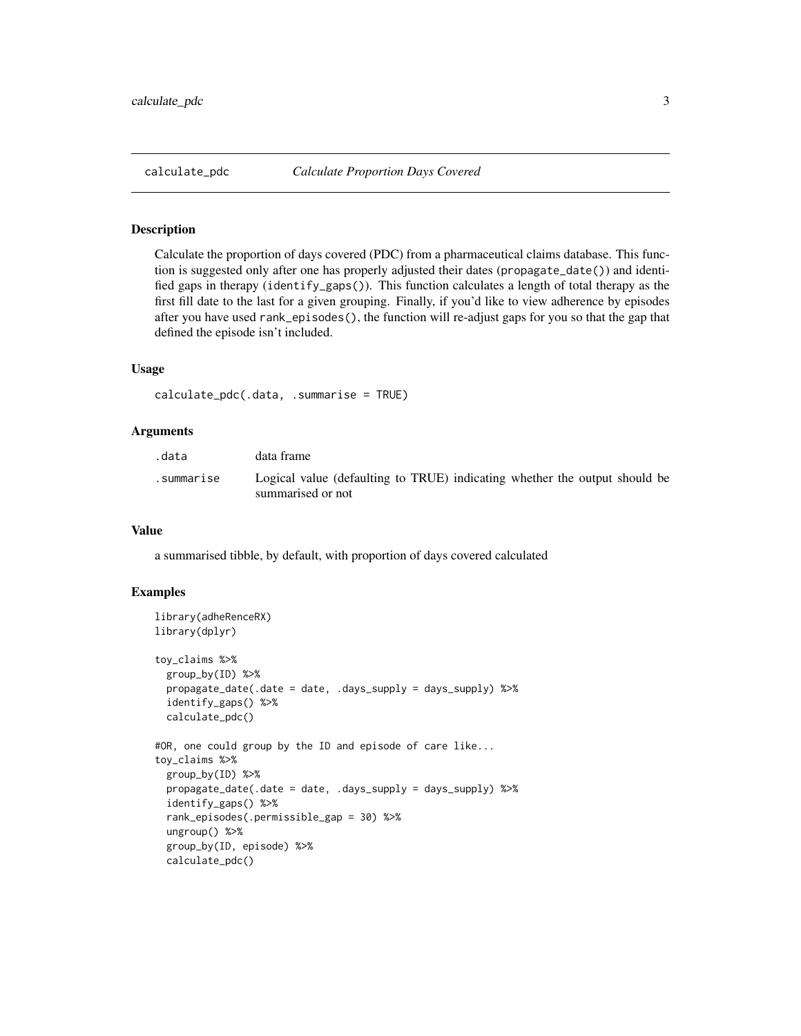## calculate_pdc — *Calculate Proportion Days Covered*

### Description

Calculate the proportion of days covered (PDC) from a pharmaceutical claims database. This function is suggested only after one has properly adjusted their dates (`propagate_date()`) and identified gaps in therapy (`identify_gaps()`). This function calculates a length of total therapy as the first fill date to the last for a given grouping. Finally, if you'd like to view adherence by episodes after you have used `rank_episodes()`, the function will re-adjust gaps for you so that the gap that defined the episode isn't included.

### Usage

```
calculate_pdc(.data, .summarise = TRUE)
```

### Arguments

| | |
|---|---|
| .data | data frame |
| .summarise | Logical value (defaulting to TRUE) indicating whether the output should be summarised or not |

### Value

a summarised tibble, by default, with proportion of days covered calculated

### Examples

```
library(adheRenceRX)
library(dplyr)

toy_claims %>%
  group_by(ID) %>%
  propagate_date(.date = date, .days_supply = days_supply) %>%
  identify_gaps() %>%
  calculate_pdc()

#OR, one could group by the ID and episode of care like...
toy_claims %>%
  group_by(ID) %>%
  propagate_date(.date = date, .days_supply = days_supply) %>%
  identify_gaps() %>%
  rank_episodes(.permissible_gap = 30) %>%
  ungroup() %>%
  group_by(ID, episode) %>%
  calculate_pdc()
```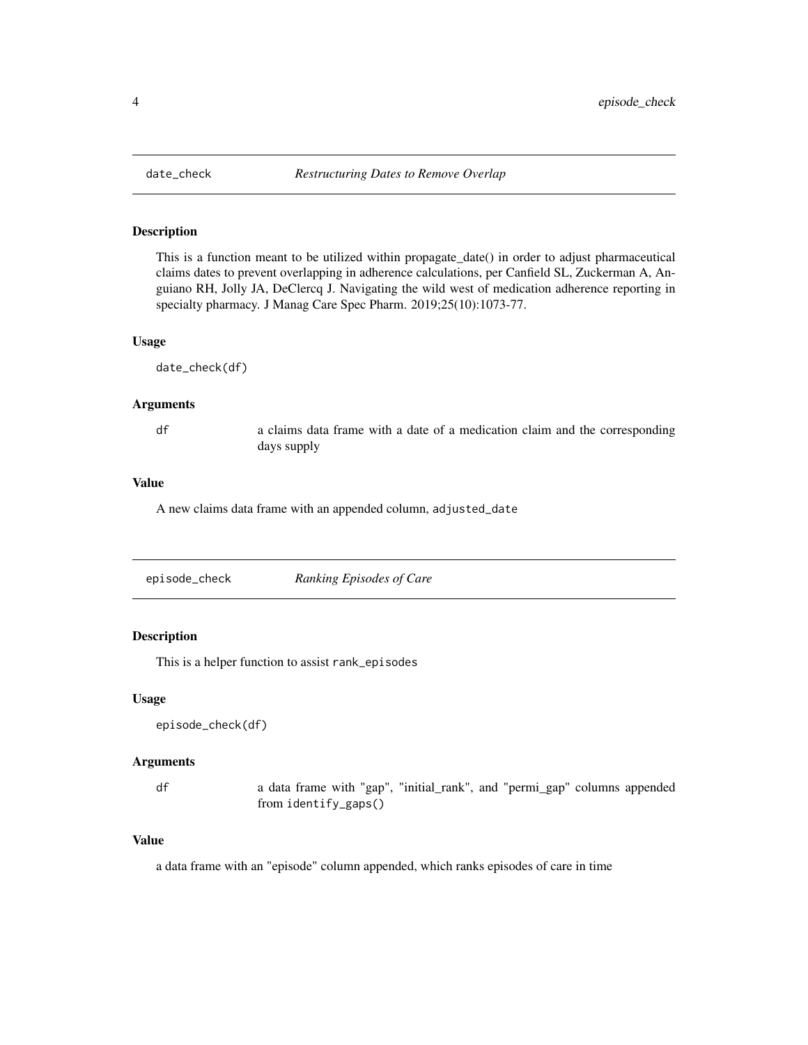## date_check — *Restructuring Dates to Remove Overlap*

### Description

This is a function meant to be utilized within propagate_date() in order to adjust pharmaceutical claims dates to prevent overlapping in adherence calculations, per Canfield SL, Zuckerman A, Anguiano RH, Jolly JA, DeClercq J. Navigating the wild west of medication adherence reporting in specialty pharmacy. J Manag Care Spec Pharm. 2019;25(10):1073-77.

### Usage

```
date_check(df)
```

### Arguments

| | |
|---|---|
| `df` | a claims data frame with a date of a medication claim and the corresponding days supply |

### Value

A new claims data frame with an appended column, `adjusted_date`

## episode_check — *Ranking Episodes of Care*

### Description

This is a helper function to assist `rank_episodes`

### Usage

```
episode_check(df)
```

### Arguments

| | |
|---|---|
| `df` | a data frame with "gap", "initial_rank", and "permi_gap" columns appended from `identify_gaps()` |

### Value

a data frame with an "episode" column appended, which ranks episodes of care in time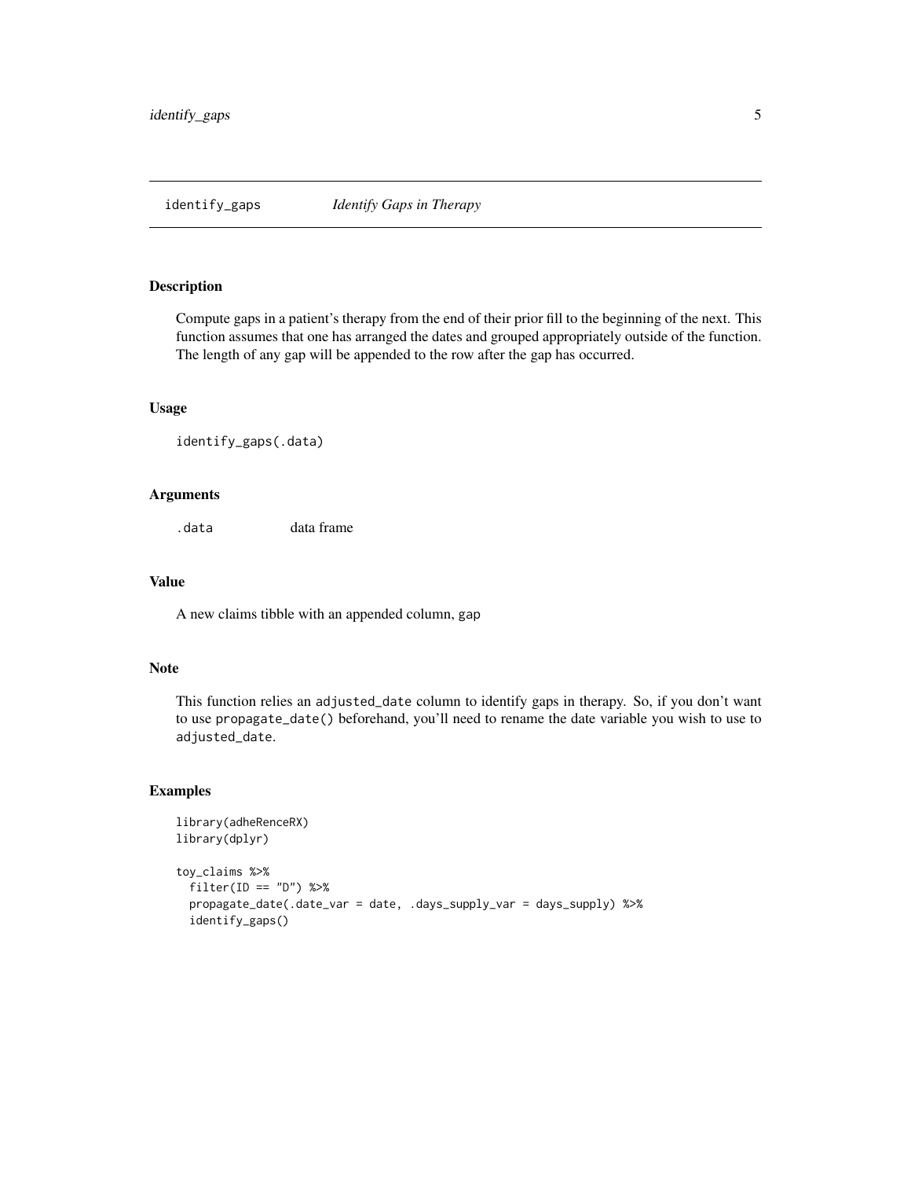## identify_gaps *Identify Gaps in Therapy*

### Description

Compute gaps in a patient's therapy from the end of their prior fill to the beginning of the next. This function assumes that one has arranged the dates and grouped appropriately outside of the function. The length of any gap will be appended to the row after the gap has occurred.

### Usage

```
identify_gaps(.data)
```

### Arguments

| | |
|---|---|
| `.data` | data frame |

### Value

A new claims tibble with an appended column, `gap`

### Note

This function relies an `adjusted_date` column to identify gaps in therapy. So, if you don't want to use `propagate_date()` beforehand, you'll need to rename the date variable you wish to use to `adjusted_date`.

### Examples

```
library(adheRenceRX)
library(dplyr)

toy_claims %>%
  filter(ID == "D") %>%
  propagate_date(.date_var = date, .days_supply_var = days_supply) %>%
  identify_gaps()
```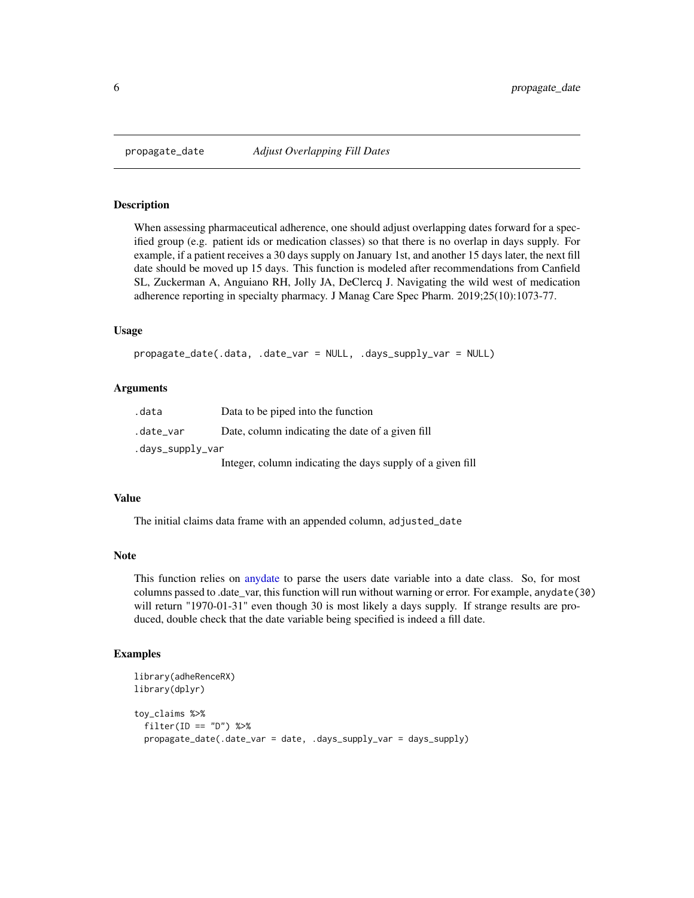# propagate_date *Adjust Overlapping Fill Dates*

## Description

When assessing pharmaceutical adherence, one should adjust overlapping dates forward for a specified group (e.g. patient ids or medication classes) so that there is no overlap in days supply. For example, if a patient receives a 30 days supply on January 1st, and another 15 days later, the next fill date should be moved up 15 days. This function is modeled after recommendations from Canfield SL, Zuckerman A, Anguiano RH, Jolly JA, DeClercq J. Navigating the wild west of medication adherence reporting in specialty pharmacy. J Manag Care Spec Pharm. 2019;25(10):1073-77.

## Usage

```
propagate_date(.data, .date_var = NULL, .days_supply_var = NULL)
```

## Arguments

| | |
|---|---|
| `.data` | Data to be piped into the function |
| `.date_var` | Date, column indicating the date of a given fill |
| `.days_supply_var` | Integer, column indicating the days supply of a given fill |

## Value

The initial claims data frame with an appended column, `adjusted_date`

## Note

This function relies on anydate to parse the users date variable into a date class. So, for most columns passed to .date_var, this function will run without warning or error. For example, `anydate(30)` will return "1970-01-31" even though 30 is most likely a days supply. If strange results are produced, double check that the date variable being specified is indeed a fill date.

## Examples

```
library(adheRenceRX)
library(dplyr)

toy_claims %>%
  filter(ID == "D") %>%
  propagate_date(.date_var = date, .days_supply_var = days_supply)
```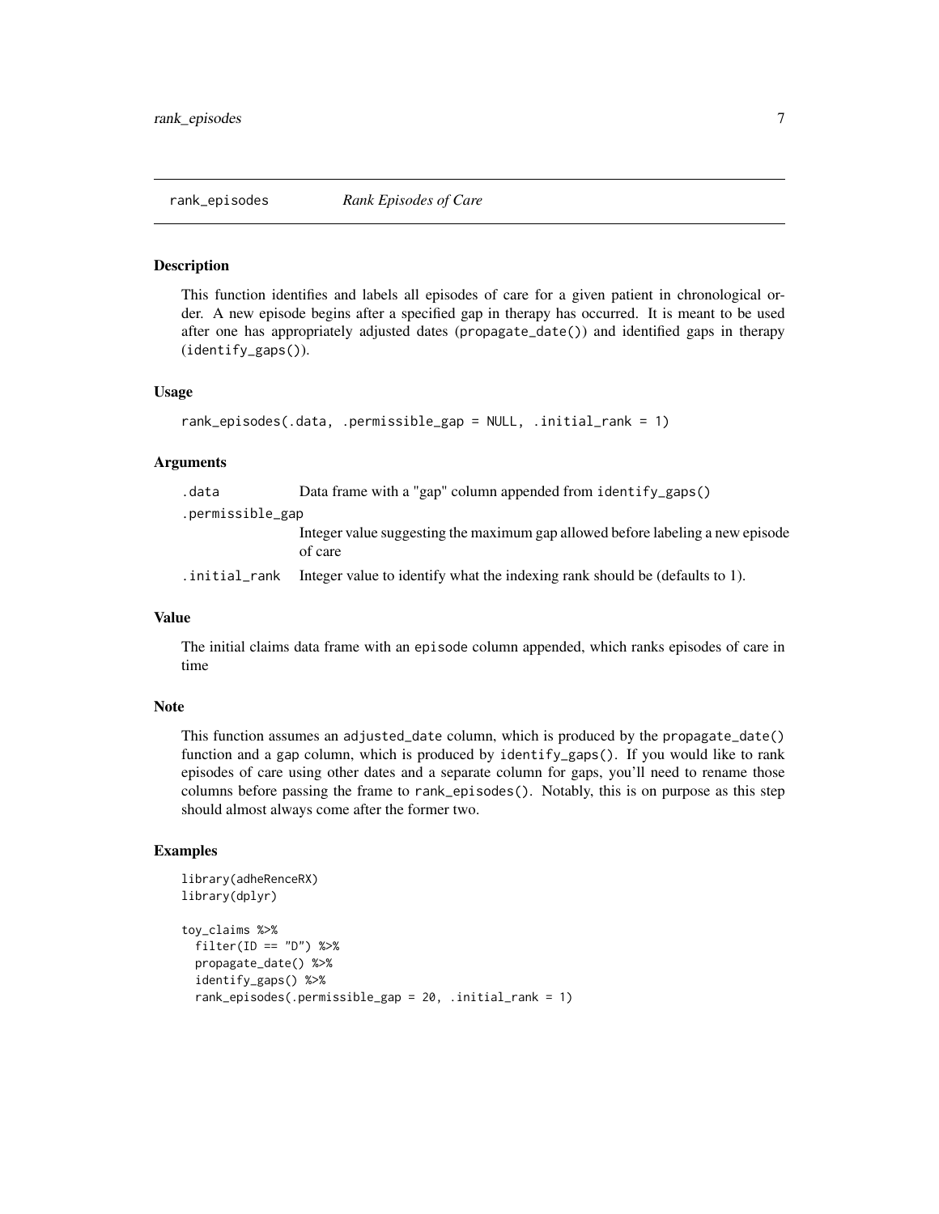## rank_episodes *Rank Episodes of Care*

### Description

This function identifies and labels all episodes of care for a given patient in chronological order. A new episode begins after a specified gap in therapy has occurred. It is meant to be used after one has appropriately adjusted dates (propagate_date()) and identified gaps in therapy (identify_gaps()).

### Usage

```
rank_episodes(.data, .permissible_gap = NULL, .initial_rank = 1)
```

### Arguments

| | |
|---|---|
| .data | Data frame with a "gap" column appended from identify_gaps() |
| .permissible_gap | Integer value suggesting the maximum gap allowed before labeling a new episode of care |
| .initial_rank | Integer value to identify what the indexing rank should be (defaults to 1). |

### Value

The initial claims data frame with an episode column appended, which ranks episodes of care in time

### Note

This function assumes an adjusted_date column, which is produced by the propagate_date() function and a gap column, which is produced by identify_gaps(). If you would like to rank episodes of care using other dates and a separate column for gaps, you'll need to rename those columns before passing the frame to rank_episodes(). Notably, this is on purpose as this step should almost always come after the former two.

### Examples

```
library(adheRenceRX)
library(dplyr)

toy_claims %>%
  filter(ID == "D") %>%
  propagate_date() %>%
  identify_gaps() %>%
  rank_episodes(.permissible_gap = 20, .initial_rank = 1)
```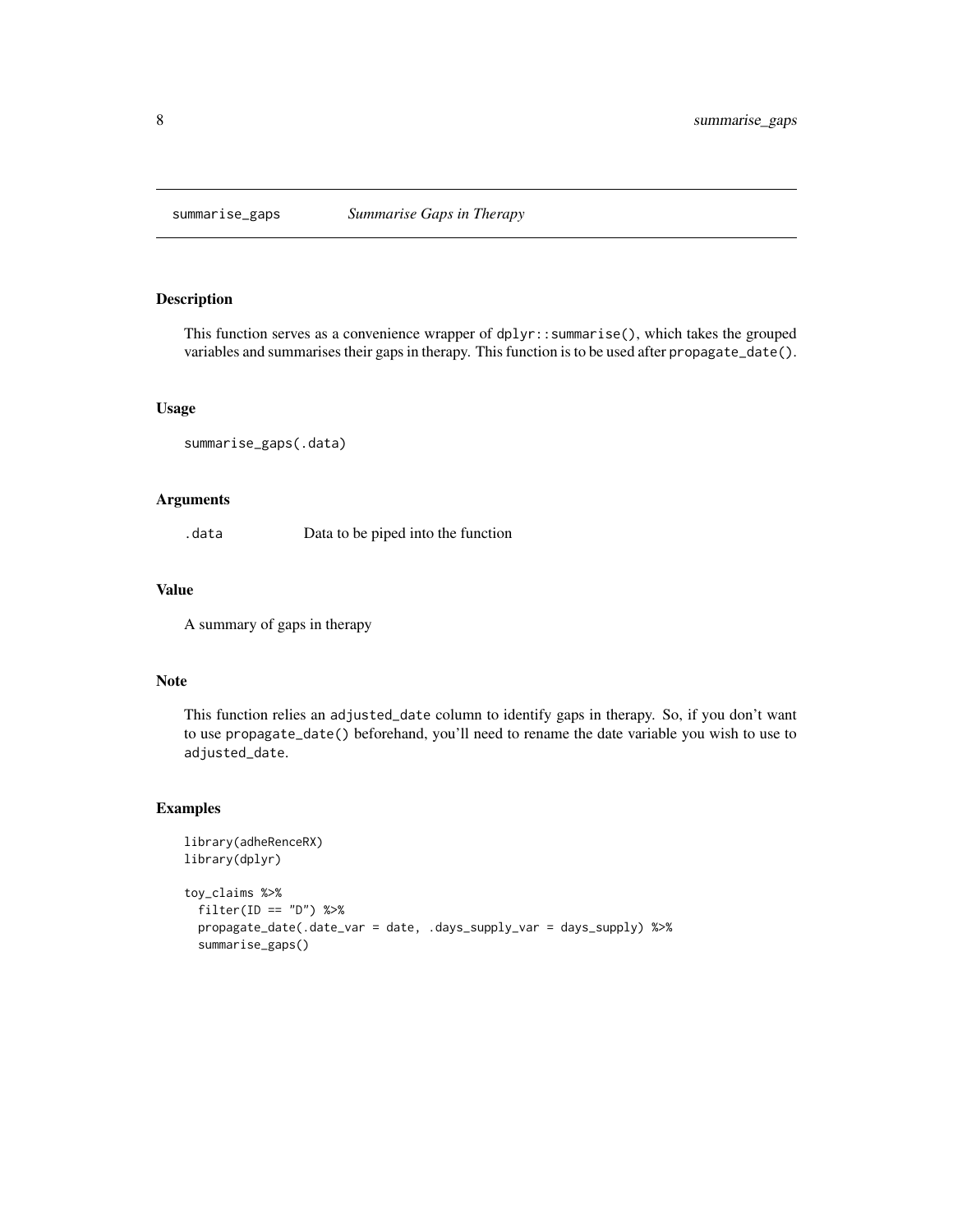summarise_gaps *Summarise Gaps in Therapy*

## Description

This function serves as a convenience wrapper of `dplyr::summarise()`, which takes the grouped variables and summarises their gaps in therapy. This function is to be used after `propagate_date()`.

## Usage

```
summarise_gaps(.data)
```

## Arguments

| | |
|---|---|
| .data | Data to be piped into the function |

## Value

A summary of gaps in therapy

## Note

This function relies an `adjusted_date` column to identify gaps in therapy. So, if you don't want to use `propagate_date()` beforehand, you'll need to rename the date variable you wish to use to `adjusted_date`.

## Examples

```
library(adheRenceRX)
library(dplyr)

toy_claims %>%
  filter(ID == "D") %>%
  propagate_date(.date_var = date, .days_supply_var = days_supply) %>%
  summarise_gaps()
```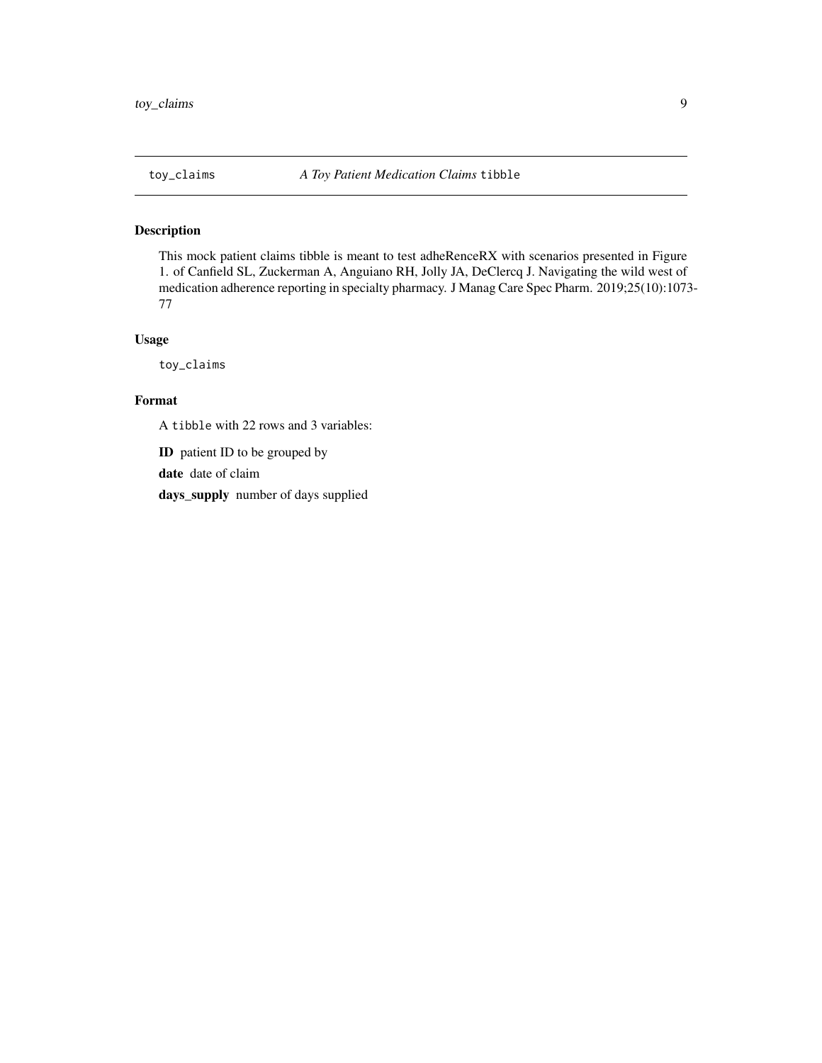`toy_claims` *A Toy Patient Medication Claims* `tibble`

## Description

This mock patient claims tibble is meant to test adheRenceRX with scenarios presented in Figure 1. of Canfield SL, Zuckerman A, Anguiano RH, Jolly JA, DeClercq J. Navigating the wild west of medication adherence reporting in specialty pharmacy. J Manag Care Spec Pharm. 2019;25(10):1073-77

## Usage

```
toy_claims
```

## Format

A `tibble` with 22 rows and 3 variables:

**ID** patient ID to be grouped by

**date** date of claim

**days_supply** number of days supplied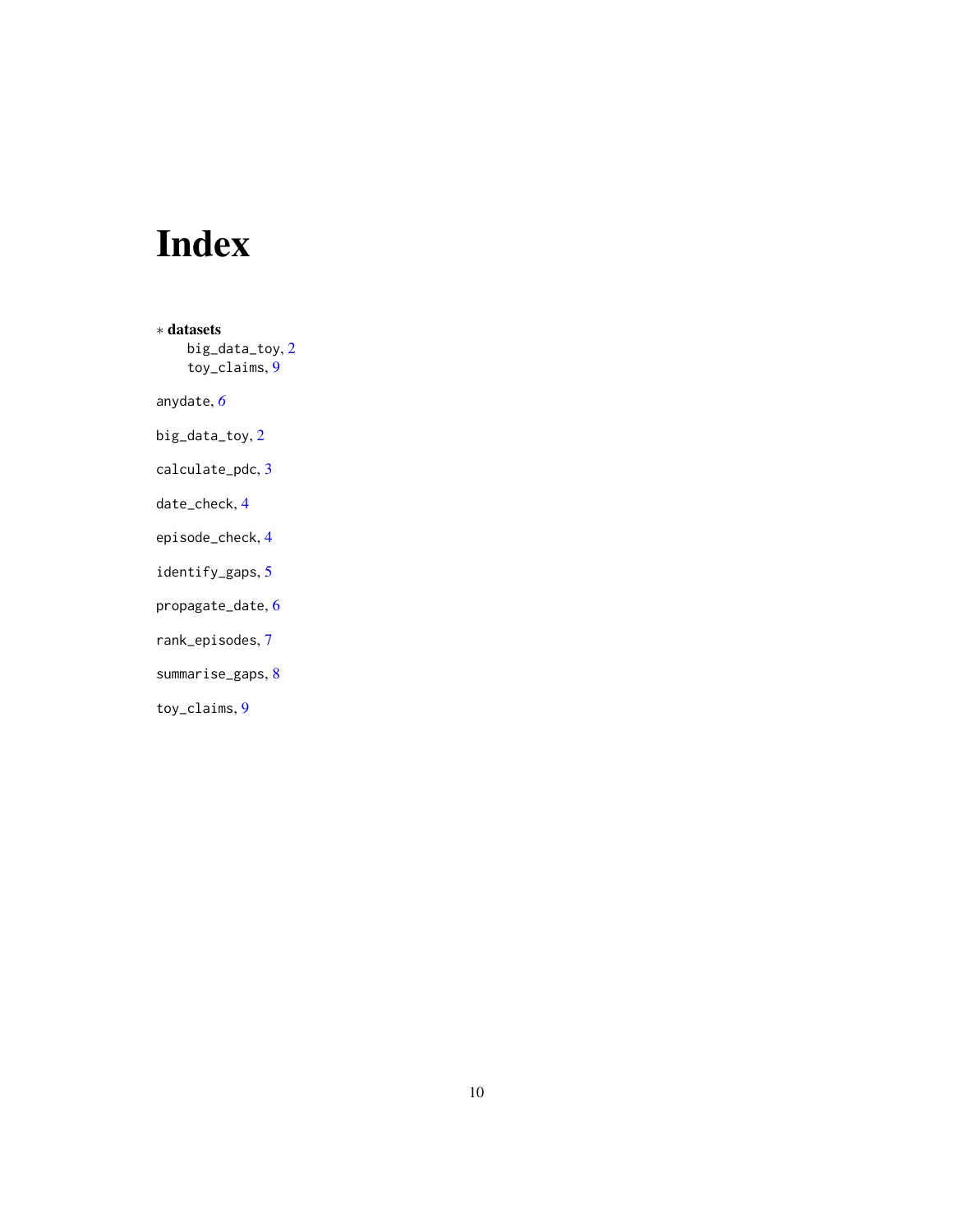# Index

∗ **datasets**
    big_data_toy, 2
    toy_claims, 9

anydate, *6*

big_data_toy, 2

calculate_pdc, 3

date_check, 4

episode_check, 4

identify_gaps, 5

propagate_date, 6

rank_episodes, 7

summarise_gaps, 8

toy_claims, 9